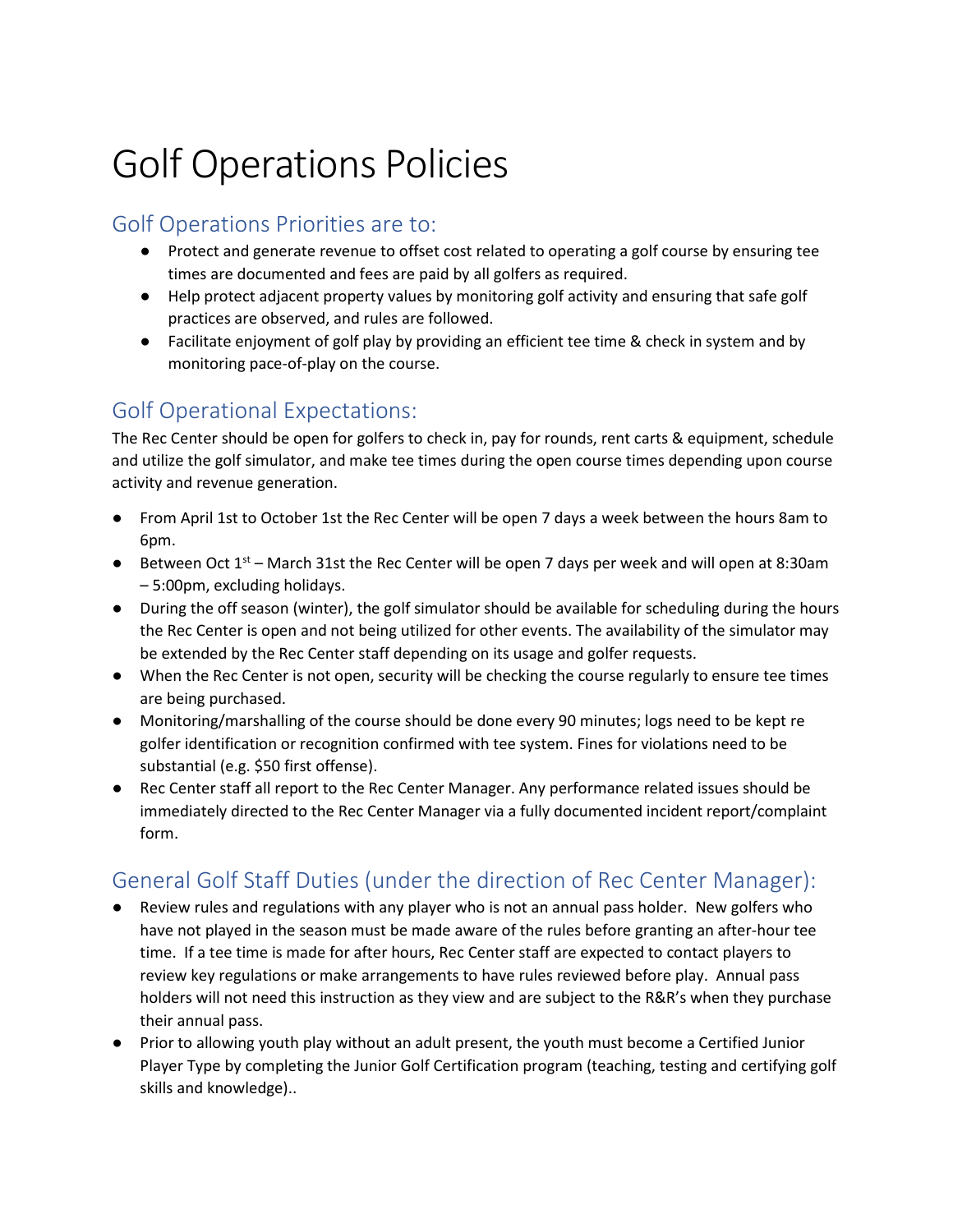# Golf Operations Policies

## Golf Operations Priorities are to:

- Protect and generate revenue to offset cost related to operating a golf course by ensuring tee times are documented and fees are paid by all golfers as required.
- Help protect adjacent property values by monitoring golf activity and ensuring that safe golf practices are observed, and rules are followed.
- Facilitate enjoyment of golf play by providing an efficient tee time & check in system and by monitoring pace-of-play on the course.

## Golf Operational Expectations:

The Rec Center should be open for golfers to check in, pay for rounds, rent carts & equipment, schedule and utilize the golf simulator, and make tee times during the open course times depending upon course activity and revenue generation.

- From April 1st to October 1st the Rec Center will be open 7 days a week between the hours 8am to 6pm.
- Between Oct 1st – March 31st the Rec Center will be open 7 days per week and will open at 8:30am – 5:00pm, excluding holidays.
- During the off season (winter), the golf simulator should be available for scheduling during the hours the Rec Center is open and not being utilized for other events. The availability of the simulator may be extended by the Rec Center staff depending on its usage and golfer requests.
- When the Rec Center is not open, security will be checking the course regularly to ensure tee times are being purchased.
- Monitoring/marshalling of the course should be done every 90 minutes; logs need to be kept re golfer identification or recognition confirmed with tee system. Fines for violations need to be substantial (e.g. $50 first offense).
- Rec Center staff all report to the Rec Center Manager. Any performance related issues should be immediately directed to the Rec Center Manager via a fully documented incident report/complaint form.

## General Golf Staff Duties (under the direction of Rec Center Manager):

- Review rules and regulations with any player who is not an annual pass holder. New golfers who have not played in the season must be made aware of the rules before granting an after-hour tee time. If a tee time is made for after hours, Rec Center staff are expected to contact players to review key regulations or make arrangements to have rules reviewed before play. Annual pass holders will not need this instruction as they view and are subject to the R&R's when they purchase their annual pass.
- Prior to allowing youth play without an adult present, the youth must become a Certified Junior Player Type by completing the Junior Golf Certification program (teaching, testing and certifying golf skills and knowledge)..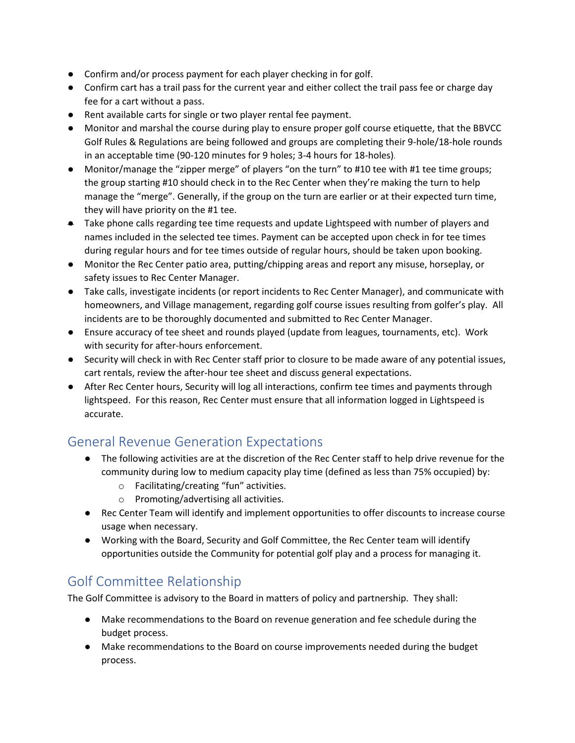- Confirm and/or process payment for each player checking in for golf.
- Confirm cart has a trail pass for the current year and either collect the trail pass fee or charge day fee for a cart without a pass.
- Rent available carts for single or two player rental fee payment.
- Monitor and marshal the course during play to ensure proper golf course etiquette, that the BBVCC Golf Rules & Regulations are being followed and groups are completing their 9-hole/18-hole rounds in an acceptable time (90-120 minutes for 9 holes; 3-4 hours for 18-holes).
- Monitor/manage the "zipper merge" of players "on the turn" to #10 tee with #1 tee time groups; the group starting #10 should check in to the Rec Center when they're making the turn to help manage the "merge". Generally, if the group on the turn are earlier or at their expected turn time, they will have priority on the #1 tee.
- Take phone calls regarding tee time requests and update Lightspeed with number of players and names included in the selected tee times. Payment can be accepted upon check in for tee times during regular hours and for tee times outside of regular hours, should be taken upon booking.
- Monitor the Rec Center patio area, putting/chipping areas and report any misuse, horseplay, or safety issues to Rec Center Manager.
- Take calls, investigate incidents (or report incidents to Rec Center Manager), and communicate with homeowners, and Village management, regarding golf course issues resulting from golfer's play. All incidents are to be thoroughly documented and submitted to Rec Center Manager.
- Ensure accuracy of tee sheet and rounds played (update from leagues, tournaments, etc). Work with security for after-hours enforcement.
- Security will check in with Rec Center staff prior to closure to be made aware of any potential issues, cart rentals, review the after-hour tee sheet and discuss general expectations.
- After Rec Center hours, Security will log all interactions, confirm tee times and payments through lightspeed. For this reason, Rec Center must ensure that all information logged in Lightspeed is accurate.

## General Revenue Generation Expectations

- The following activities are at the discretion of the Rec Center staff to help drive revenue for the community during low to medium capacity play time (defined as less than 75% occupied) by:
  - Facilitating/creating "fun" activities.
  - Promoting/advertising all activities.
- Rec Center Team will identify and implement opportunities to offer discounts to increase course usage when necessary.
- Working with the Board, Security and Golf Committee, the Rec Center team will identify opportunities outside the Community for potential golf play and a process for managing it.

## Golf Committee Relationship

The Golf Committee is advisory to the Board in matters of policy and partnership. They shall:

- Make recommendations to the Board on revenue generation and fee schedule during the budget process.
- Make recommendations to the Board on course improvements needed during the budget process.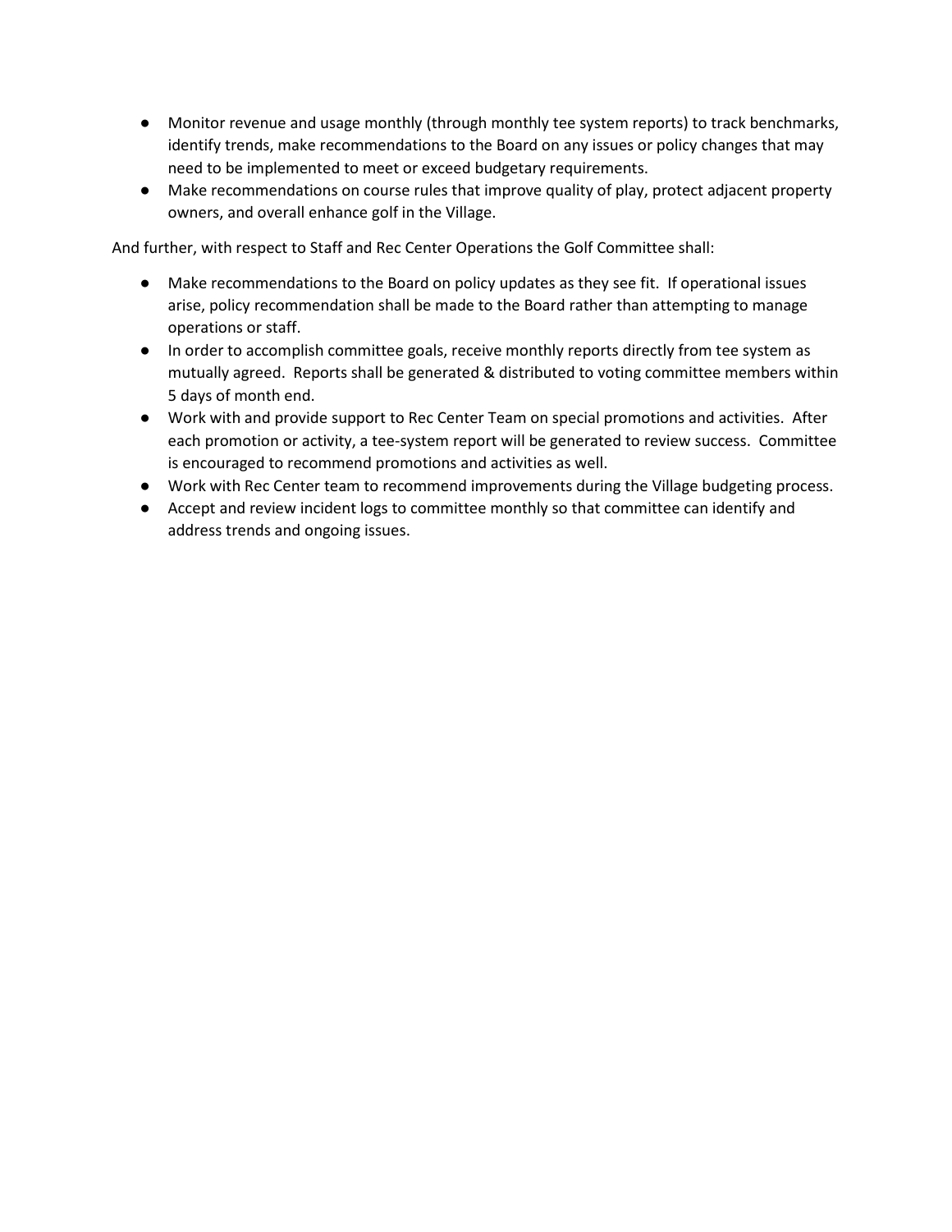- Monitor revenue and usage monthly (through monthly tee system reports) to track benchmarks, identify trends, make recommendations to the Board on any issues or policy changes that may need to be implemented to meet or exceed budgetary requirements.
- Make recommendations on course rules that improve quality of play, protect adjacent property owners, and overall enhance golf in the Village.

And further, with respect to Staff and Rec Center Operations the Golf Committee shall:

- Make recommendations to the Board on policy updates as they see fit. If operational issues arise, policy recommendation shall be made to the Board rather than attempting to manage operations or staff.
- In order to accomplish committee goals, receive monthly reports directly from tee system as mutually agreed. Reports shall be generated & distributed to voting committee members within 5 days of month end.
- Work with and provide support to Rec Center Team on special promotions and activities. After each promotion or activity, a tee-system report will be generated to review success. Committee is encouraged to recommend promotions and activities as well.
- Work with Rec Center team to recommend improvements during the Village budgeting process.
- Accept and review incident logs to committee monthly so that committee can identify and address trends and ongoing issues.